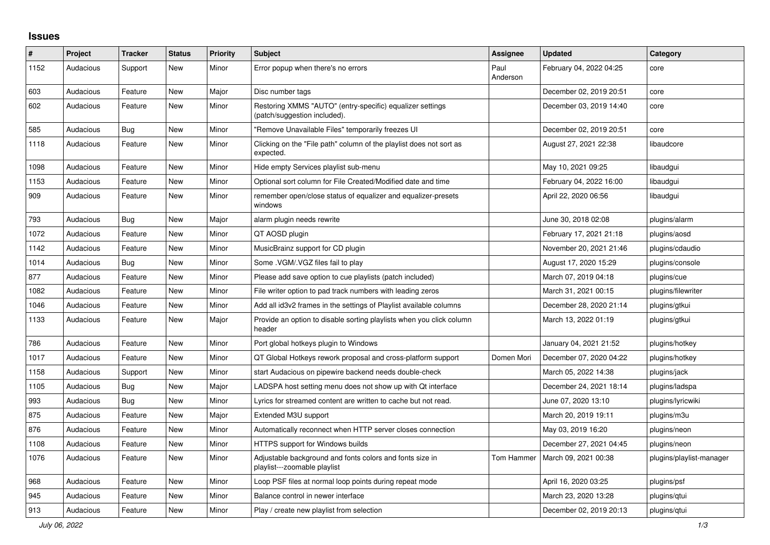# Issues

| # | Project | Tracker | Status | Priority | Subject | Assignee | Updated | Category |
|---|---|---|---|---|---|---|---|---|
| 1152 | Audacious | Support | New | Minor | Error popup when there's no errors | Paul Anderson | February 04, 2022 04:25 | core |
| 603 | Audacious | Feature | New | Major | Disc number tags | | December 02, 2019 20:51 | core |
| 602 | Audacious | Feature | New | Minor | Restoring XMMS "AUTO" (entry-specific) equalizer settings (patch/suggestion included). | | December 03, 2019 14:40 | core |
| 585 | Audacious | Bug | New | Minor | "Remove Unavailable Files" temporarily freezes UI | | December 02, 2019 20:51 | core |
| 1118 | Audacious | Feature | New | Minor | Clicking on the "File path" column of the playlist does not sort as expected. | | August 27, 2021 22:38 | libaudcore |
| 1098 | Audacious | Feature | New | Minor | Hide empty Services playlist sub-menu | | May 10, 2021 09:25 | libaudgui |
| 1153 | Audacious | Feature | New | Minor | Optional sort column for File Created/Modified date and time | | February 04, 2022 16:00 | libaudgui |
| 909 | Audacious | Feature | New | Minor | remember open/close status of equalizer and equalizer-presets windows | | April 22, 2020 06:56 | libaudgui |
| 793 | Audacious | Bug | New | Major | alarm plugin needs rewrite | | June 30, 2018 02:08 | plugins/alarm |
| 1072 | Audacious | Feature | New | Minor | QT AOSD plugin | | February 17, 2021 21:18 | plugins/aosd |
| 1142 | Audacious | Feature | New | Minor | MusicBrainz support for CD plugin | | November 20, 2021 21:46 | plugins/cdaudio |
| 1014 | Audacious | Bug | New | Minor | Some .VGM/.VGZ files fail to play | | August 17, 2020 15:29 | plugins/console |
| 877 | Audacious | Feature | New | Minor | Please add save option to cue playlists (patch included) | | March 07, 2019 04:18 | plugins/cue |
| 1082 | Audacious | Feature | New | Minor | File writer option to pad track numbers with leading zeros | | March 31, 2021 00:15 | plugins/filewriter |
| 1046 | Audacious | Feature | New | Minor | Add all id3v2 frames in the settings of Playlist available columns | | December 28, 2020 21:14 | plugins/gtkui |
| 1133 | Audacious | Feature | New | Major | Provide an option to disable sorting playlists when you click column header | | March 13, 2022 01:19 | plugins/gtkui |
| 786 | Audacious | Feature | New | Minor | Port global hotkeys plugin to Windows | | January 04, 2021 21:52 | plugins/hotkey |
| 1017 | Audacious | Feature | New | Minor | QT Global Hotkeys rework proposal and cross-platform support | Domen Mori | December 07, 2020 04:22 | plugins/hotkey |
| 1158 | Audacious | Support | New | Minor | start Audacious on pipewire backend needs double-check | | March 05, 2022 14:38 | plugins/jack |
| 1105 | Audacious | Bug | New | Major | LADSPA host setting menu does not show up with Qt interface | | December 24, 2021 18:14 | plugins/ladspa |
| 993 | Audacious | Bug | New | Minor | Lyrics for streamed content are written to cache but not read. | | June 07, 2020 13:10 | plugins/lyricwiki |
| 875 | Audacious | Feature | New | Major | Extended M3U support | | March 20, 2019 19:11 | plugins/m3u |
| 876 | Audacious | Feature | New | Minor | Automatically reconnect when HTTP server closes connection | | May 03, 2019 16:20 | plugins/neon |
| 1108 | Audacious | Feature | New | Minor | HTTPS support for Windows builds | | December 27, 2021 04:45 | plugins/neon |
| 1076 | Audacious | Feature | New | Minor | Adjustable background and fonts colors and fonts size in playlist---zoomable playlist | Tom Hammer | March 09, 2021 00:38 | plugins/playlist-manager |
| 968 | Audacious | Feature | New | Minor | Loop PSF files at normal loop points during repeat mode | | April 16, 2020 03:25 | plugins/psf |
| 945 | Audacious | Feature | New | Minor | Balance control in newer interface | | March 23, 2020 13:28 | plugins/qtui |
| 913 | Audacious | Feature | New | Minor | Play / create new playlist from selection | | December 02, 2019 20:13 | plugins/qtui |

*July 06, 2022*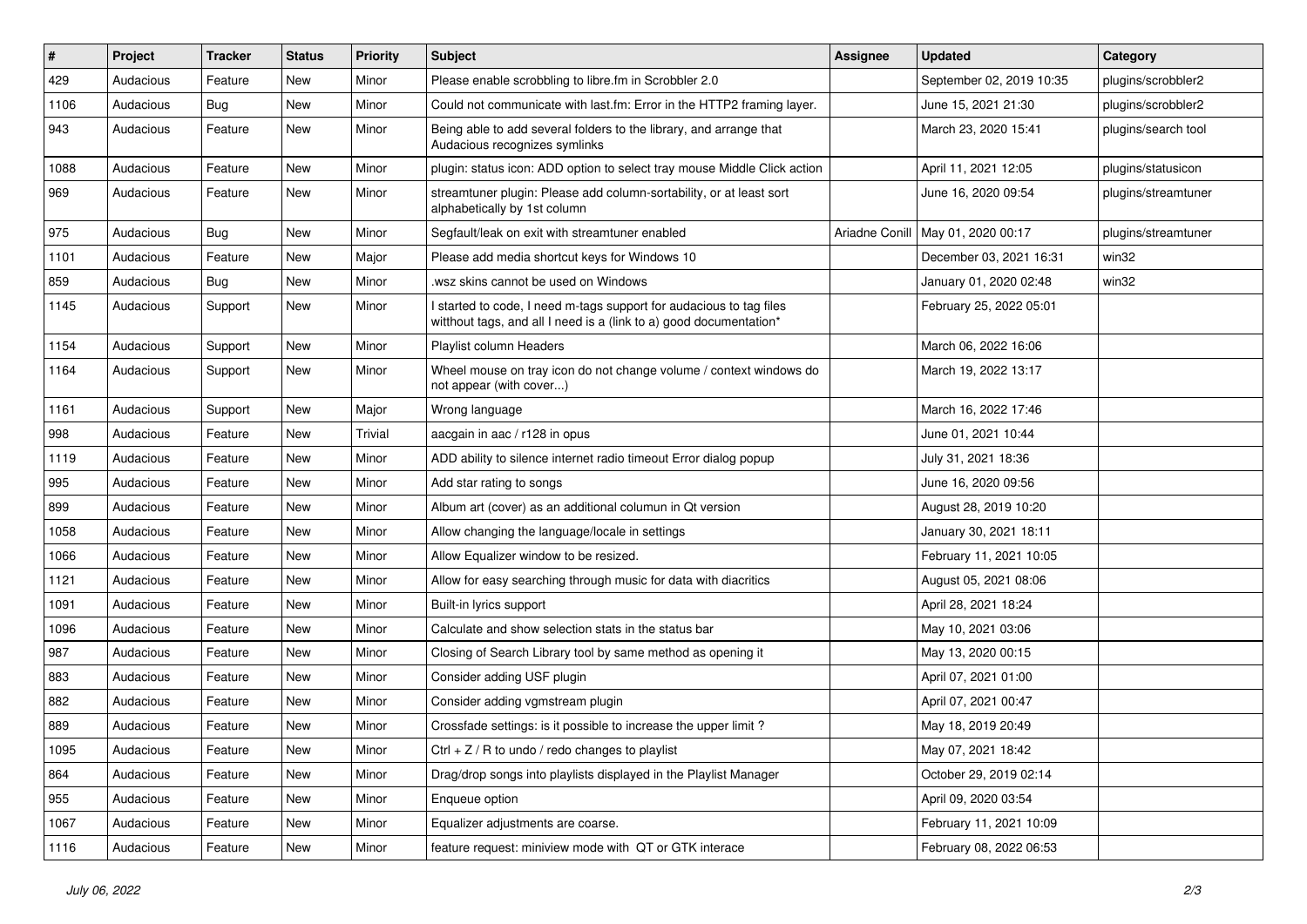| # | Project | Tracker | Status | Priority | Subject | Assignee | Updated | Category |
|---|---|---|---|---|---|---|---|---|
| 429 | Audacious | Feature | New | Minor | Please enable scrobbling to libre.fm in Scrobbler 2.0 | | September 02, 2019 10:35 | plugins/scrobbler2 |
| 1106 | Audacious | Bug | New | Minor | Could not communicate with last.fm: Error in the HTTP2 framing layer. | | June 15, 2021 21:30 | plugins/scrobbler2 |
| 943 | Audacious | Feature | New | Minor | Being able to add several folders to the library, and arrange that Audacious recognizes symlinks | | March 23, 2020 15:41 | plugins/search tool |
| 1088 | Audacious | Feature | New | Minor | plugin: status icon: ADD option to select tray mouse Middle Click action | | April 11, 2021 12:05 | plugins/statusicon |
| 969 | Audacious | Feature | New | Minor | streamtuner plugin: Please add column-sortability, or at least sort alphabetically by 1st column | | June 16, 2020 09:54 | plugins/streamtuner |
| 975 | Audacious | Bug | New | Minor | Segfault/leak on exit with streamtuner enabled | Ariadne Conill | May 01, 2020 00:17 | plugins/streamtuner |
| 1101 | Audacious | Feature | New | Major | Please add media shortcut keys for Windows 10 | | December 03, 2021 16:31 | win32 |
| 859 | Audacious | Bug | New | Minor | .wsz skins cannot be used on Windows | | January 01, 2020 02:48 | win32 |
| 1145 | Audacious | Support | New | Minor | I started to code, I need m-tags support for audacious to tag files witthout tags, and all I need is a (link to a) good documentation* | | February 25, 2022 05:01 | |
| 1154 | Audacious | Support | New | Minor | Playlist column Headers | | March 06, 2022 16:06 | |
| 1164 | Audacious | Support | New | Minor | Wheel mouse on tray icon do not change volume / context windows do not appear (with cover...) | | March 19, 2022 13:17 | |
| 1161 | Audacious | Support | New | Major | Wrong language | | March 16, 2022 17:46 | |
| 998 | Audacious | Feature | New | Trivial | aacgain in aac / r128 in opus | | June 01, 2021 10:44 | |
| 1119 | Audacious | Feature | New | Minor | ADD ability to silence internet radio timeout Error dialog popup | | July 31, 2021 18:36 | |
| 995 | Audacious | Feature | New | Minor | Add star rating to songs | | June 16, 2020 09:56 | |
| 899 | Audacious | Feature | New | Minor | Album art (cover) as an additional columun in Qt version | | August 28, 2019 10:20 | |
| 1058 | Audacious | Feature | New | Minor | Allow changing the language/locale in settings | | January 30, 2021 18:11 | |
| 1066 | Audacious | Feature | New | Minor | Allow Equalizer window to be resized. | | February 11, 2021 10:05 | |
| 1121 | Audacious | Feature | New | Minor | Allow for easy searching through music for data with diacritics | | August 05, 2021 08:06 | |
| 1091 | Audacious | Feature | New | Minor | Built-in lyrics support | | April 28, 2021 18:24 | |
| 1096 | Audacious | Feature | New | Minor | Calculate and show selection stats in the status bar | | May 10, 2021 03:06 | |
| 987 | Audacious | Feature | New | Minor | Closing of Search Library tool by same method as opening it | | May 13, 2020 00:15 | |
| 883 | Audacious | Feature | New | Minor | Consider adding USF plugin | | April 07, 2021 01:00 | |
| 882 | Audacious | Feature | New | Minor | Consider adding vgmstream plugin | | April 07, 2021 00:47 | |
| 889 | Audacious | Feature | New | Minor | Crossfade settings: is it possible to increase the upper limit ? | | May 18, 2019 20:49 | |
| 1095 | Audacious | Feature | New | Minor | Ctrl + Z / R to undo / redo changes to playlist | | May 07, 2021 18:42 | |
| 864 | Audacious | Feature | New | Minor | Drag/drop songs into playlists displayed in the Playlist Manager | | October 29, 2019 02:14 | |
| 955 | Audacious | Feature | New | Minor | Enqueue option | | April 09, 2020 03:54 | |
| 1067 | Audacious | Feature | New | Minor | Equalizer adjustments are coarse. | | February 11, 2021 10:09 | |
| 1116 | Audacious | Feature | New | Minor | feature request: miniview mode with QT or GTK interace | | February 08, 2022 06:53 | |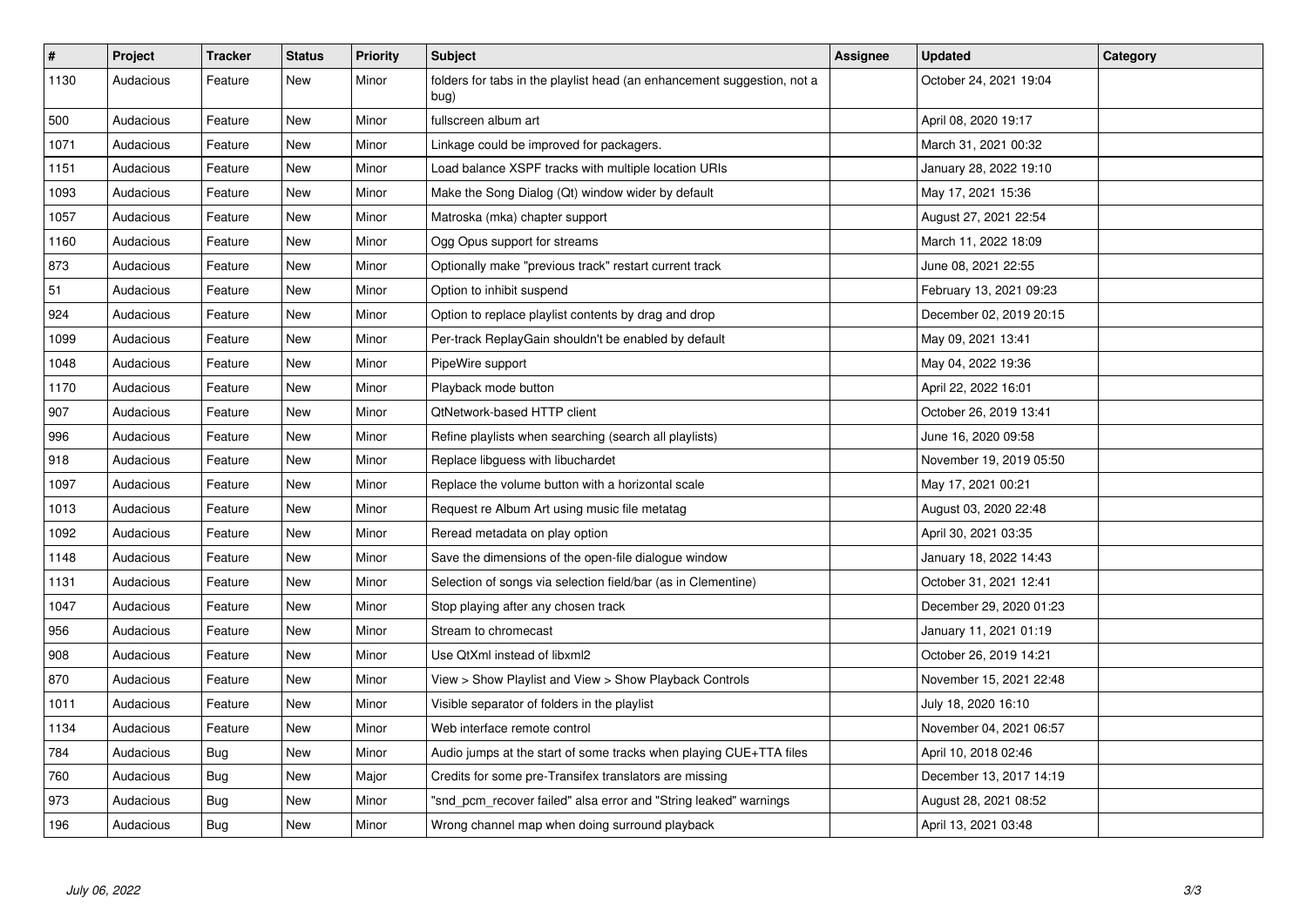| # | Project | Tracker | Status | Priority | Subject | Assignee | Updated | Category |
|---|---|---|---|---|---|---|---|---|
| 1130 | Audacious | Feature | New | Minor | folders for tabs in the playlist head (an enhancement suggestion, not a bug) | | October 24, 2021 19:04 | |
| 500 | Audacious | Feature | New | Minor | fullscreen album art | | April 08, 2020 19:17 | |
| 1071 | Audacious | Feature | New | Minor | Linkage could be improved for packagers. | | March 31, 2021 00:32 | |
| 1151 | Audacious | Feature | New | Minor | Load balance XSPF tracks with multiple location URIs | | January 28, 2022 19:10 | |
| 1093 | Audacious | Feature | New | Minor | Make the Song Dialog (Qt) window wider by default | | May 17, 2021 15:36 | |
| 1057 | Audacious | Feature | New | Minor | Matroska (mka) chapter support | | August 27, 2021 22:54 | |
| 1160 | Audacious | Feature | New | Minor | Ogg Opus support for streams | | March 11, 2022 18:09 | |
| 873 | Audacious | Feature | New | Minor | Optionally make "previous track" restart current track | | June 08, 2021 22:55 | |
| 51 | Audacious | Feature | New | Minor | Option to inhibit suspend | | February 13, 2021 09:23 | |
| 924 | Audacious | Feature | New | Minor | Option to replace playlist contents by drag and drop | | December 02, 2019 20:15 | |
| 1099 | Audacious | Feature | New | Minor | Per-track ReplayGain shouldn't be enabled by default | | May 09, 2021 13:41 | |
| 1048 | Audacious | Feature | New | Minor | PipeWire support | | May 04, 2022 19:36 | |
| 1170 | Audacious | Feature | New | Minor | Playback mode button | | April 22, 2022 16:01 | |
| 907 | Audacious | Feature | New | Minor | QtNetwork-based HTTP client | | October 26, 2019 13:41 | |
| 996 | Audacious | Feature | New | Minor | Refine playlists when searching (search all playlists) | | June 16, 2020 09:58 | |
| 918 | Audacious | Feature | New | Minor | Replace libguess with libuchardet | | November 19, 2019 05:50 | |
| 1097 | Audacious | Feature | New | Minor | Replace the volume button with a horizontal scale | | May 17, 2021 00:21 | |
| 1013 | Audacious | Feature | New | Minor | Request re Album Art using music file metatag | | August 03, 2020 22:48 | |
| 1092 | Audacious | Feature | New | Minor | Reread metadata on play option | | April 30, 2021 03:35 | |
| 1148 | Audacious | Feature | New | Minor | Save the dimensions of the open-file dialogue window | | January 18, 2022 14:43 | |
| 1131 | Audacious | Feature | New | Minor | Selection of songs via selection field/bar (as in Clementine) | | October 31, 2021 12:41 | |
| 1047 | Audacious | Feature | New | Minor | Stop playing after any chosen track | | December 29, 2020 01:23 | |
| 956 | Audacious | Feature | New | Minor | Stream to chromecast | | January 11, 2021 01:19 | |
| 908 | Audacious | Feature | New | Minor | Use QtXml instead of libxml2 | | October 26, 2019 14:21 | |
| 870 | Audacious | Feature | New | Minor | View > Show Playlist and View > Show Playback Controls | | November 15, 2021 22:48 | |
| 1011 | Audacious | Feature | New | Minor | Visible separator of folders in the playlist | | July 18, 2020 16:10 | |
| 1134 | Audacious | Feature | New | Minor | Web interface remote control | | November 04, 2021 06:57 | |
| 784 | Audacious | Bug | New | Minor | Audio jumps at the start of some tracks when playing CUE+TTA files | | April 10, 2018 02:46 | |
| 760 | Audacious | Bug | New | Major | Credits for some pre-Transifex translators are missing | | December 13, 2017 14:19 | |
| 973 | Audacious | Bug | New | Minor | "snd_pcm_recover failed" alsa error and "String leaked" warnings | | August 28, 2021 08:52 | |
| 196 | Audacious | Bug | New | Minor | Wrong channel map when doing surround playback | | April 13, 2021 03:48 | |

*July 06, 2022*